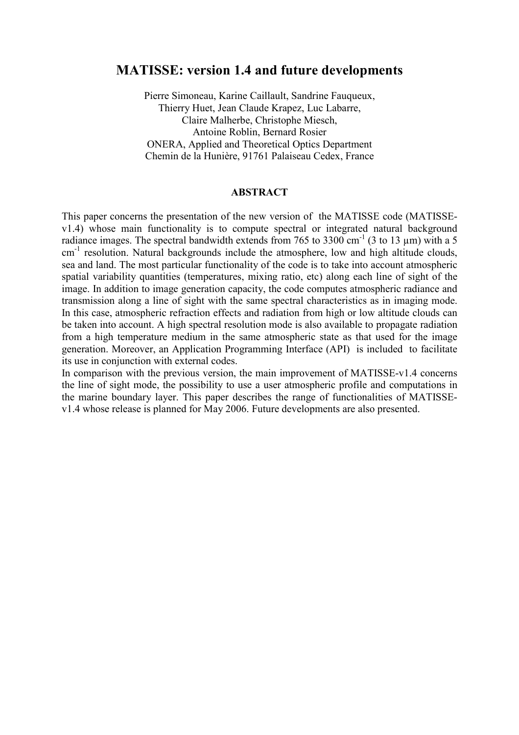# MATISSE: version 1.4 and future developments

Pierre Simoneau, Karine Caillault, Sandrine Fauqueux,
Thierry Huet, Jean Claude Krapez, Luc Labarre,
Claire Malherbe, Christophe Miesch,
Antoine Roblin, Bernard Rosier
ONERA, Applied and Theoretical Optics Department
Chemin de la Hunière, 91761 Palaiseau Cedex, France

## ABSTRACT

This paper concerns the presentation of the new version of the MATISSE code (MATISSE-v1.4) whose main functionality is to compute spectral or integrated natural background radiance images. The spectral bandwidth extends from 765 to 3300 $cm^{-1}$ (3 to 13 µm) with a 5 $cm^{-1}$ resolution. Natural backgrounds include the atmosphere, low and high altitude clouds, sea and land. The most particular functionality of the code is to take into account atmospheric spatial variability quantities (temperatures, mixing ratio, etc) along each line of sight of the image. In addition to image generation capacity, the code computes atmospheric radiance and transmission along a line of sight with the same spectral characteristics as in imaging mode. In this case, atmospheric refraction effects and radiation from high or low altitude clouds can be taken into account. A high spectral resolution mode is also available to propagate radiation from a high temperature medium in the same atmospheric state as that used for the image generation. Moreover, an Application Programming Interface (API) is included to facilitate its use in conjunction with external codes.

In comparison with the previous version, the main improvement of MATISSE-v1.4 concerns the line of sight mode, the possibility to use a user atmospheric profile and computations in the marine boundary layer. This paper describes the range of functionalities of MATISSE-v1.4 whose release is planned for May 2006. Future developments are also presented.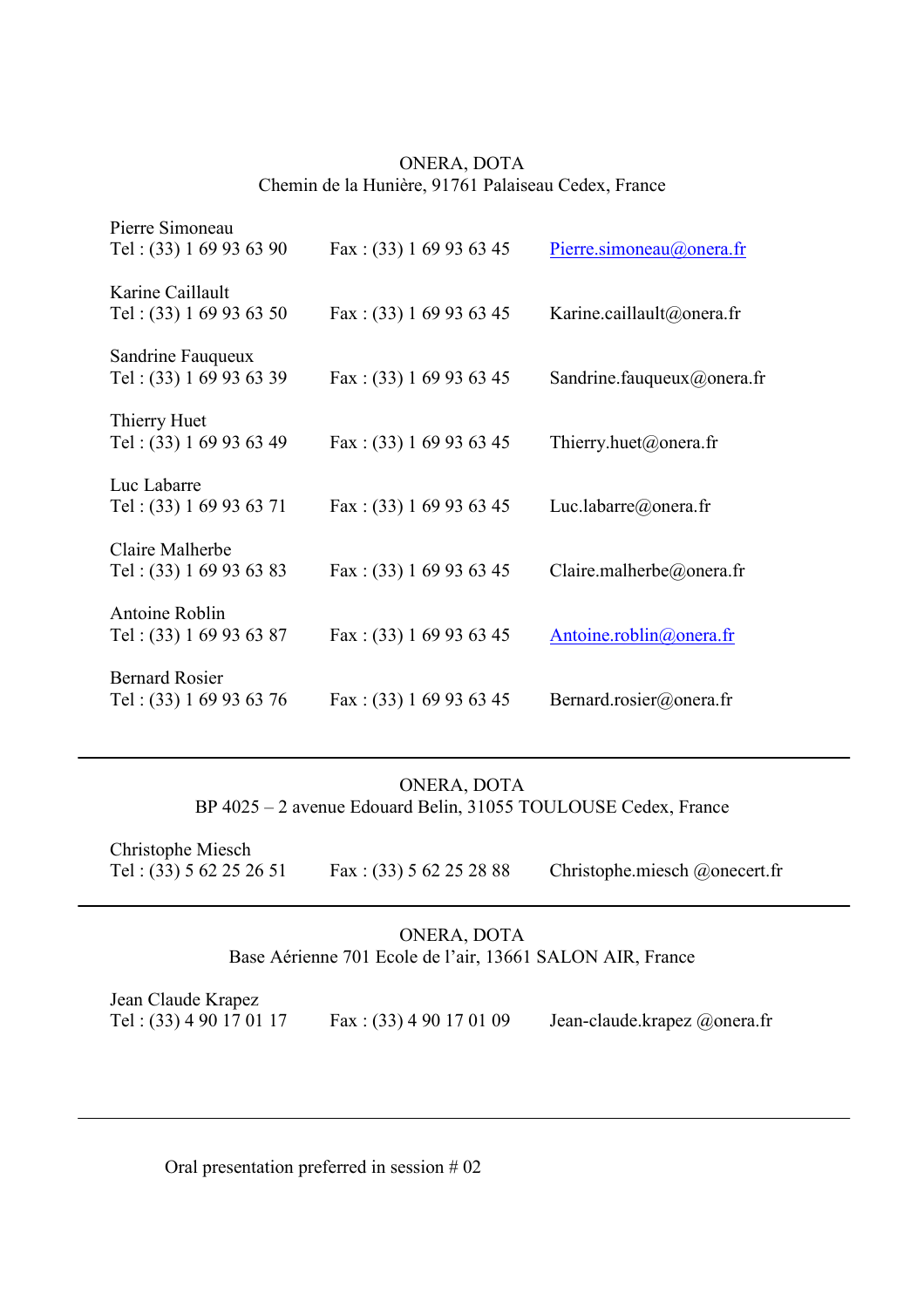ONERA, DOTA
Chemin de la Hunière, 91761 Palaiseau Cedex, France

Pierre Simoneau
Tel : (33) 1 69 93 63 90 Fax : (33) 1 69 93 63 45 Pierre.simoneau@onera.fr

Karine Caillault
Tel : (33) 1 69 93 63 50 Fax : (33) 1 69 93 63 45 Karine.caillault@onera.fr

Sandrine Fauqueux
Tel : (33) 1 69 93 63 39 Fax : (33) 1 69 93 63 45 Sandrine.fauqueux@onera.fr

Thierry Huet
Tel : (33) 1 69 93 63 49 Fax : (33) 1 69 93 63 45 Thierry.huet@onera.fr

Luc Labarre
Tel : (33) 1 69 93 63 71 Fax : (33) 1 69 93 63 45 Luc.labarre@onera.fr

Claire Malherbe
Tel : (33) 1 69 93 63 83 Fax : (33) 1 69 93 63 45 Claire.malherbe@onera.fr

Antoine Roblin
Tel : (33) 1 69 93 63 87 Fax : (33) 1 69 93 63 45 Antoine.roblin@onera.fr

Bernard Rosier
Tel : (33) 1 69 93 63 76 Fax : (33) 1 69 93 63 45 Bernard.rosier@onera.fr

---

ONERA, DOTA
BP 4025 – 2 avenue Edouard Belin, 31055 TOULOUSE Cedex, France

Christophe Miesch
Tel : (33) 5 62 25 26 51 Fax : (33) 5 62 25 28 88 Christophe.miesch @onecert.fr

---

ONERA, DOTA
Base Aérienne 701 Ecole de l'air, 13661 SALON AIR, France

Jean Claude Krapez
Tel : (33) 4 90 17 01 17 Fax : (33) 4 90 17 01 09 Jean-claude.krapez @onera.fr

---

Oral presentation preferred in session # 02